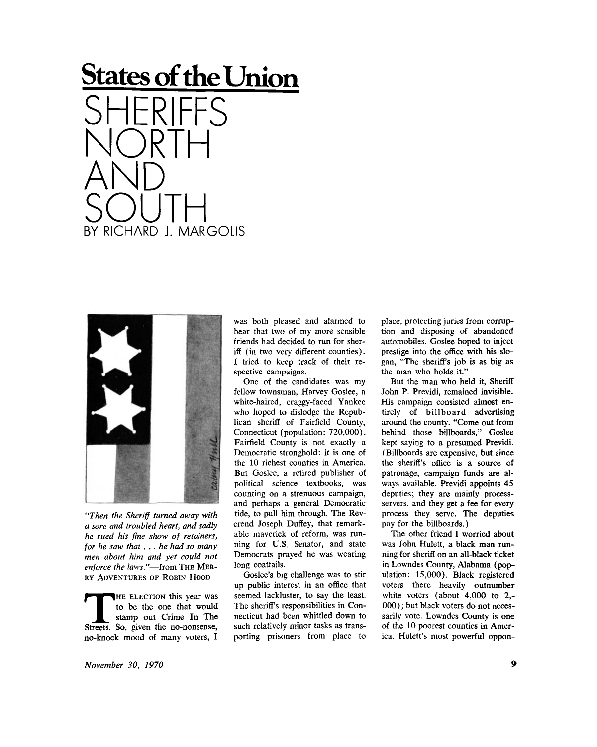# States of the Union

# SHERIFFS NORTH AND SOUTH

BY RICHARD J. MARGOLIS

*"Then the Sheriff turned away with a sore and troubled heart, and sadly he rued his fine show of retainers, for he saw that . . . he had so many men about him and yet could not enforce the laws."*—from THE MERRY ADVENTURES OF ROBIN HOOD

THE ELECTION this year was to be the one that would stamp out Crime In The Streets. So, given the no-nonsense, no-knock mood of many voters, I was both pleased and alarmed to hear that two of my more sensible friends had decided to run for sheriff (in two very different counties). I tried to keep track of their respective campaigns.

One of the candidates was my fellow townsman, Harvey Goslee, a white-haired, craggy-faced Yankee who hoped to dislodge the Republican sheriff of Fairfield County, Connecticut (population: 720,000). Fairfield County is not exactly a Democratic stronghold: it is one of the 10 richest counties in America. But Goslee, a retired publisher of political science textbooks, was counting on a strenuous campaign, and perhaps a general Democratic tide, to pull him through. The Reverend Joseph Duffey, that remarkable maverick of reform, was running for U.S. Senator, and state Democrats prayed he was wearing long coattails.

Goslee's big challenge was to stir up public interest in an office that seemed lackluster, to say the least. The sheriff's responsibilities in Connecticut had been whittled down to such relatively minor tasks as transporting prisoners from place to place, protecting juries from corruption and disposing of abandoned automobiles. Goslee hoped to inject prestige into the office with his slogan, "The sheriff's job is as big as the man who holds it."

But the man who held it, Sheriff John P. Previdi, remained invisible. His campaign consisted almost entirely of billboard advertising around the county. "Come out from behind those billboards," Goslee kept saying to a presumed Previdi. (Billboards are expensive, but since the sheriff's office is a source of patronage, campaign funds are always available. Previdi appoints 45 deputies; they are mainly process-servers, and they get a fee for every process they serve. The deputies pay for the billboards.)

The other friend I worried about was John Hulett, a black man running for sheriff on an all-black ticket in Lowndes County, Alabama (population: 15,000). Black registered voters there heavily outnumber white voters (about 4,000 to 2,000); but black voters do not necessarily vote. Lowndes County is one of the 10 poorest counties in America. Hulett's most powerful oppon-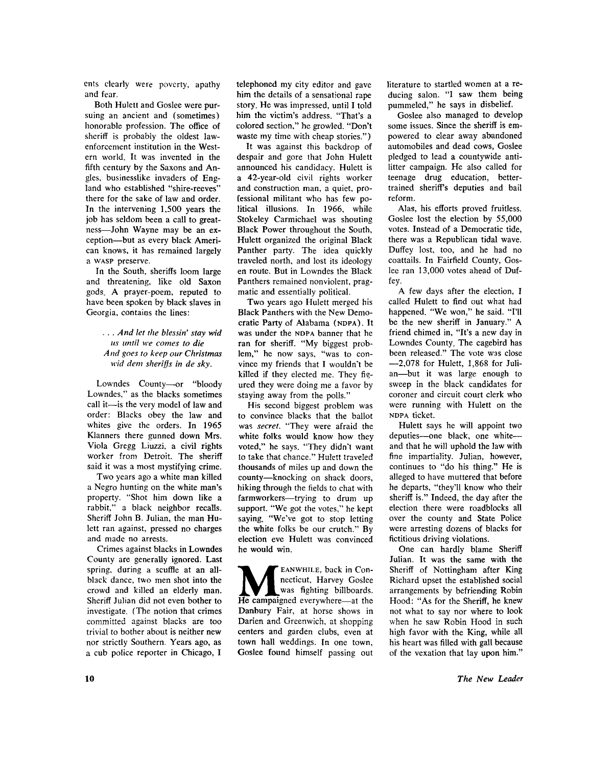ents clearly were poverty, apathy and fear.

Both Hulett and Goslee were pursuing an ancient and (sometimes) honorable profession. The office of sheriff is probably the oldest law-enforcement institution in the Western world. It was invented in the fifth century by the Saxons and Angles, businesslike invaders of England who established "shire-reeves" there for the sake of law and order. In the intervening 1,500 years the job has seldom been a call to greatness—John Wayne may be an exception—but as every black American knows, it has remained largely a WASP preserve.

In the South, sheriffs loom large and threatening, like old Saxon gods. A prayer-poem, reputed to have been spoken by black slaves in Georgia, contains the lines:

> *. . . And let the blessin' stay wid us until we comes to die*
> *And goes to keep our Christmas wid dem sheriffs in de sky.*

Lowndes County—or "bloody Lowndes," as the blacks sometimes call it—is the very model of law and order: Blacks obey the law and whites give the orders. In 1965 Klanners there gunned down Mrs. Viola Gregg Liuzzi, a civil rights worker from Detroit. The sheriff said it was a most mystifying crime.

Two years ago a white man killed a Negro hunting on the white man's property. "Shot him down like a rabbit," a black neighbor recalls. Sheriff John B. Julian, the man Hulett ran against, pressed no charges and made no arrests.

Crimes against blacks in Lowndes County are generally ignored. Last spring, during a scuffle at an all-black dance, two men shot into the crowd and killed an elderly man. Sheriff Julian did not even bother to investigate. (The notion that crimes committed against blacks are too trivial to bother about is neither new nor strictly Southern. Years ago, as a cub police reporter in Chicago, I telephoned my city editor and gave him the details of a sensational rape story. He was impressed, until I told him the victim's address. "That's a colored section," he growled. "Don't waste my time with cheap stories.")

It was against this backdrop of despair and gore that John Hulett announced his candidacy. Hulett is a 42-year-old civil rights worker and construction man, a quiet, professional militant who has few political illusions. In 1966, while Stokeley Carmichael was shouting Black Power throughout the South, Hulett organized the original Black Panther party. The idea quickly traveled north, and lost its ideology en route. But in Lowndes the Black Panthers remained nonviolent, pragmatic and essentially political.

Two years ago Hulett merged his Black Panthers with the New Democratic Party of Alabama (NDPA). It was under the NDPA banner that he ran for sheriff. "My biggest problem," he now says, "was to convince my friends that I wouldn't be killed if they elected me. They figured they were doing me a favor by staying away from the polls."

His second biggest problem was to convince blacks that the ballot was *secret*. "They were afraid the white folks would know how they voted," he says. "They didn't want to take that chance." Hulett traveled thousands of miles up and down the county—knocking on shack doors, hiking through the fields to chat with farmworkers—trying to drum up support. "We got the votes," he kept saying. "We've got to stop letting the white folks be our crutch." By election eve Hulett was convinced he would win.

MEANWHILE, back in Connecticut, Harvey Goslee was fighting billboards. He campaigned everywhere—at the Danbury Fair, at horse shows in Darien and Greenwich, at shopping centers and garden clubs, even at town hall weddings. In one town, Goslee found himself passing out literature to startled women at a reducing salon. "I saw them being pummeled," he says in disbelief.

Goslee also managed to develop some issues. Since the sheriff is empowered to clear away abandoned automobiles and dead cows, Goslee pledged to lead a countywide anti-litter campaign. He also called for teenage drug education, better-trained sheriff's deputies and bail reform.

Alas, his efforts proved fruitless. Goslee lost the election by 55,000 votes. Instead of a Democratic tide, there was a Republican tidal wave. Duffey lost, too, and he had no coattails. In Fairfield County, Goslee ran 13,000 votes ahead of Duffey.

A few days after the election, I called Hulett to find out what had happened. "We won," he said. "I'll be the new sheriff in January." A friend chimed in, "It's a new day in Lowndes County. The cagebird has been released." The vote was close—2,078 for Hulett, 1,868 for Julian—but it was large enough to sweep in the black candidates for coroner and circuit court clerk who were running with Hulett on the NDPA ticket.

Hulett says he will appoint two deputies—one black, one white—and that he will uphold the law with fine impartiality. Julian, however, continues to "do his thing." He is alleged to have muttered that before he departs, "they'll know who their sheriff is." Indeed, the day after the election there were roadblocks all over the county and State Police were arresting dozens of blacks for fictitious driving violations.

One can hardly blame Sheriff Julian. It was the same with the Sheriff of Nottingham after King Richard upset the established social arrangements by befriending Robin Hood: "As for the Sheriff, he knew not what to say nor where to look when he saw Robin Hood in such high favor with the King, while all his heart was filled with gall because of the vexation that lay upon him."